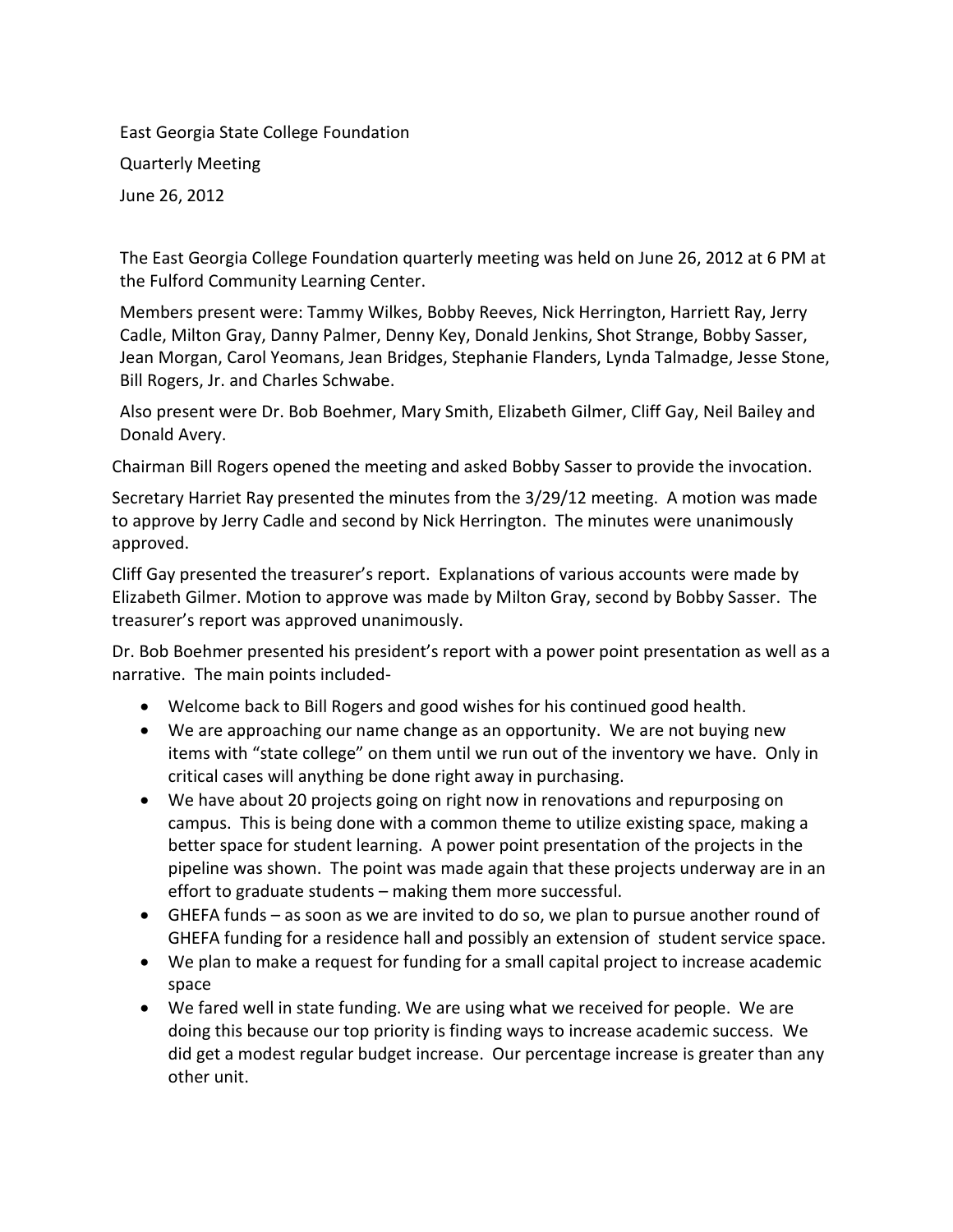East Georgia State College Foundation

Quarterly Meeting

June 26, 2012

The East Georgia College Foundation quarterly meeting was held on June 26, 2012 at 6 PM at the Fulford Community Learning Center.

Members present were: Tammy Wilkes, Bobby Reeves, Nick Herrington, Harriett Ray, Jerry Cadle, Milton Gray, Danny Palmer, Denny Key, Donald Jenkins, Shot Strange, Bobby Sasser, Jean Morgan, Carol Yeomans, Jean Bridges, Stephanie Flanders, Lynda Talmadge, Jesse Stone, Bill Rogers, Jr. and Charles Schwabe.

Also present were Dr. Bob Boehmer, Mary Smith, Elizabeth Gilmer, Cliff Gay, Neil Bailey and Donald Avery.

Chairman Bill Rogers opened the meeting and asked Bobby Sasser to provide the invocation.

Secretary Harriet Ray presented the minutes from the 3/29/12 meeting. A motion was made to approve by Jerry Cadle and second by Nick Herrington. The minutes were unanimously approved.

Cliff Gay presented the treasurer's report. Explanations of various accounts were made by Elizabeth Gilmer. Motion to approve was made by Milton Gray, second by Bobby Sasser. The treasurer's report was approved unanimously.

Dr. Bob Boehmer presented his president's report with a power point presentation as well as a narrative. The main points included-

- Welcome back to Bill Rogers and good wishes for his continued good health.
- We are approaching our name change as an opportunity. We are not buying new items with "state college" on them until we run out of the inventory we have. Only in critical cases will anything be done right away in purchasing.
- We have about 20 projects going on right now in renovations and repurposing on campus. This is being done with a common theme to utilize existing space, making a better space for student learning. A power point presentation of the projects in the pipeline was shown. The point was made again that these projects underway are in an effort to graduate students – making them more successful.
- GHEFA funds – as soon as we are invited to do so, we plan to pursue another round of GHEFA funding for a residence hall and possibly an extension of student service space.
- We plan to make a request for funding for a small capital project to increase academic space
- We fared well in state funding. We are using what we received for people. We are doing this because our top priority is finding ways to increase academic success. We did get a modest regular budget increase. Our percentage increase is greater than any other unit.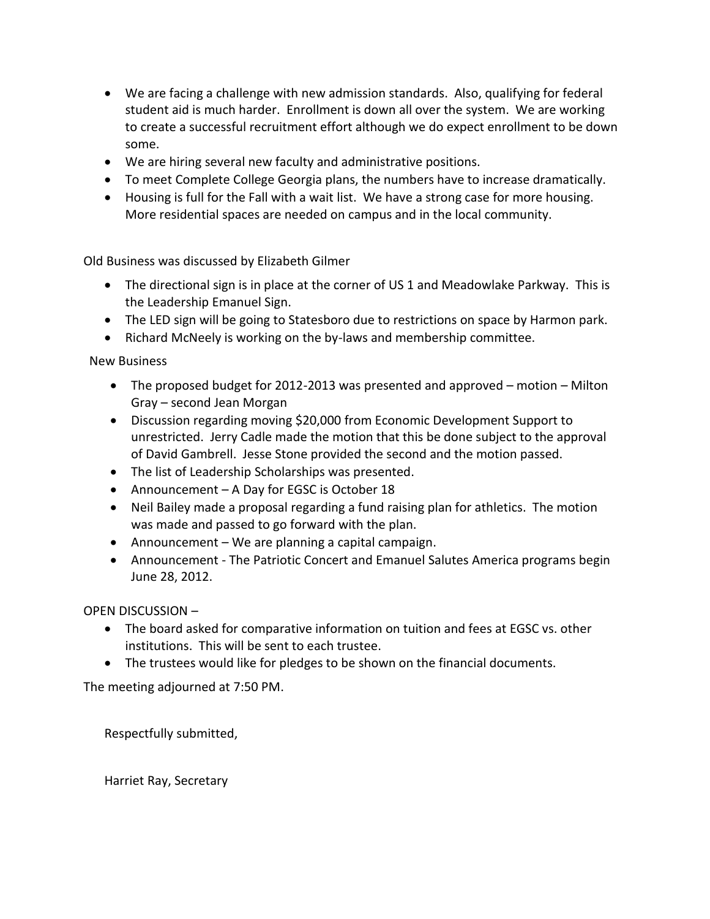- We are facing a challenge with new admission standards. Also, qualifying for federal student aid is much harder. Enrollment is down all over the system. We are working to create a successful recruitment effort although we do expect enrollment to be down some.
- We are hiring several new faculty and administrative positions.
- To meet Complete College Georgia plans, the numbers have to increase dramatically.
- Housing is full for the Fall with a wait list. We have a strong case for more housing. More residential spaces are needed on campus and in the local community.

Old Business was discussed by Elizabeth Gilmer

- The directional sign is in place at the corner of US 1 and Meadowlake Parkway. This is the Leadership Emanuel Sign.
- The LED sign will be going to Statesboro due to restrictions on space by Harmon park.
- Richard McNeely is working on the by-laws and membership committee.

New Business

- The proposed budget for 2012-2013 was presented and approved – motion – Milton Gray – second Jean Morgan
- Discussion regarding moving $20,000 from Economic Development Support to unrestricted. Jerry Cadle made the motion that this be done subject to the approval of David Gambrell. Jesse Stone provided the second and the motion passed.
- The list of Leadership Scholarships was presented.
- Announcement – A Day for EGSC is October 18
- Neil Bailey made a proposal regarding a fund raising plan for athletics. The motion was made and passed to go forward with the plan.
- Announcement – We are planning a capital campaign.
- Announcement - The Patriotic Concert and Emanuel Salutes America programs begin June 28, 2012.

OPEN DISCUSSION –

- The board asked for comparative information on tuition and fees at EGSC vs. other institutions. This will be sent to each trustee.
- The trustees would like for pledges to be shown on the financial documents.

The meeting adjourned at 7:50 PM.

Respectfully submitted,

Harriet Ray, Secretary